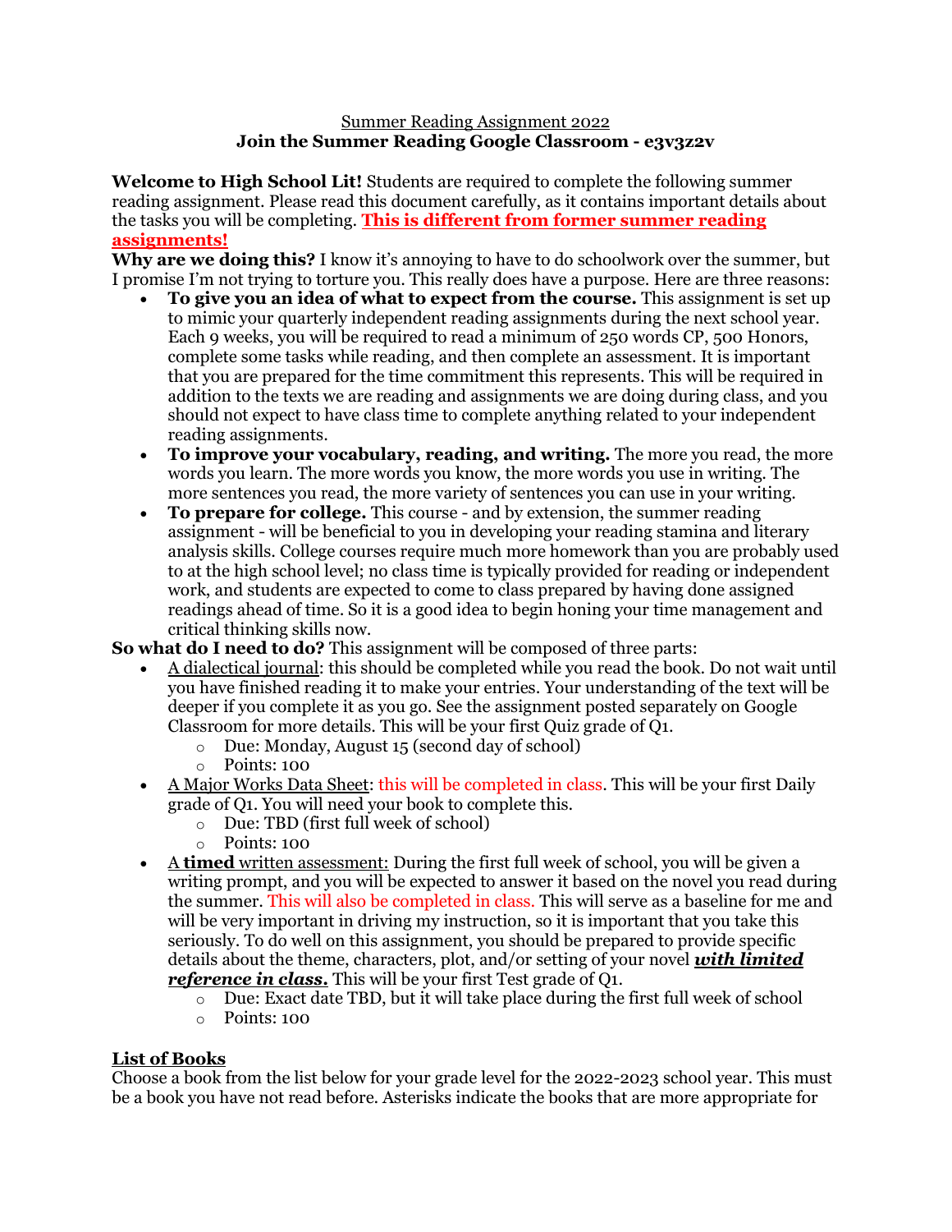Summary Reading Assignment 2022

**Join the Summer Reading Google Classroom - e3v3z2v**

**Welcome to High School Lit!** Students are required to complete the following summer reading assignment. Please read this document carefully, as it contains important details about the tasks you will be completing. **This is different from former summer reading assignments!**

**Why are we doing this?** I know it's annoying to have to do schoolwork over the summer, but I promise I'm not trying to torture you. This really does have a purpose. Here are three reasons:

- **To give you an idea of what to expect from the course.** This assignment is set up to mimic your quarterly independent reading assignments during the next school year. Each 9 weeks, you will be required to read a minimum of 250 words CP, 500 Honors, complete some tasks while reading, and then complete an assessment. It is important that you are prepared for the time commitment this represents. This will be required in addition to the texts we are reading and assignments we are doing during class, and you should not expect to have class time to complete anything related to your independent reading assignments.
- **To improve your vocabulary, reading, and writing.** The more you read, the more words you learn. The more words you know, the more words you use in writing. The more sentences you read, the more variety of sentences you can use in your writing.
- **To prepare for college.** This course - and by extension, the summer reading assignment - will be beneficial to you in developing your reading stamina and literary analysis skills. College courses require much more homework than you are probably used to at the high school level; no class time is typically provided for reading or independent work, and students are expected to come to class prepared by having done assigned readings ahead of time. So it is a good idea to begin honing your time management and critical thinking skills now.

**So what do I need to do?** This assignment will be composed of three parts:

- A dialectical journal: this should be completed while you read the book. Do not wait until you have finished reading it to make your entries. Your understanding of the text will be deeper if you complete it as you go. See the assignment posted separately on Google Classroom for more details. This will be your first Quiz grade of Q1.
  - Due: Monday, August 15 (second day of school)
  - Points: 100
- A Major Works Data Sheet: this will be completed in class. This will be your first Daily grade of Q1. You will need your book to complete this.
  - Due: TBD (first full week of school)
  - Points: 100
- A **timed** written assessment: During the first full week of school, you will be given a writing prompt, and you will be expected to answer it based on the novel you read during the summer. This will also be completed in class. This will serve as a baseline for me and will be very important in driving my instruction, so it is important that you take this seriously. To do well on this assignment, you should be prepared to provide specific details about the theme, characters, plot, and/or setting of your novel ***with limited reference in class.*** This will be your first Test grade of Q1.
  - Due: Exact date TBD, but it will take place during the first full week of school
  - Points: 100

**List of Books**

Choose a book from the list below for your grade level for the 2022-2023 school year. This must be a book you have not read before. Asterisks indicate the books that are more appropriate for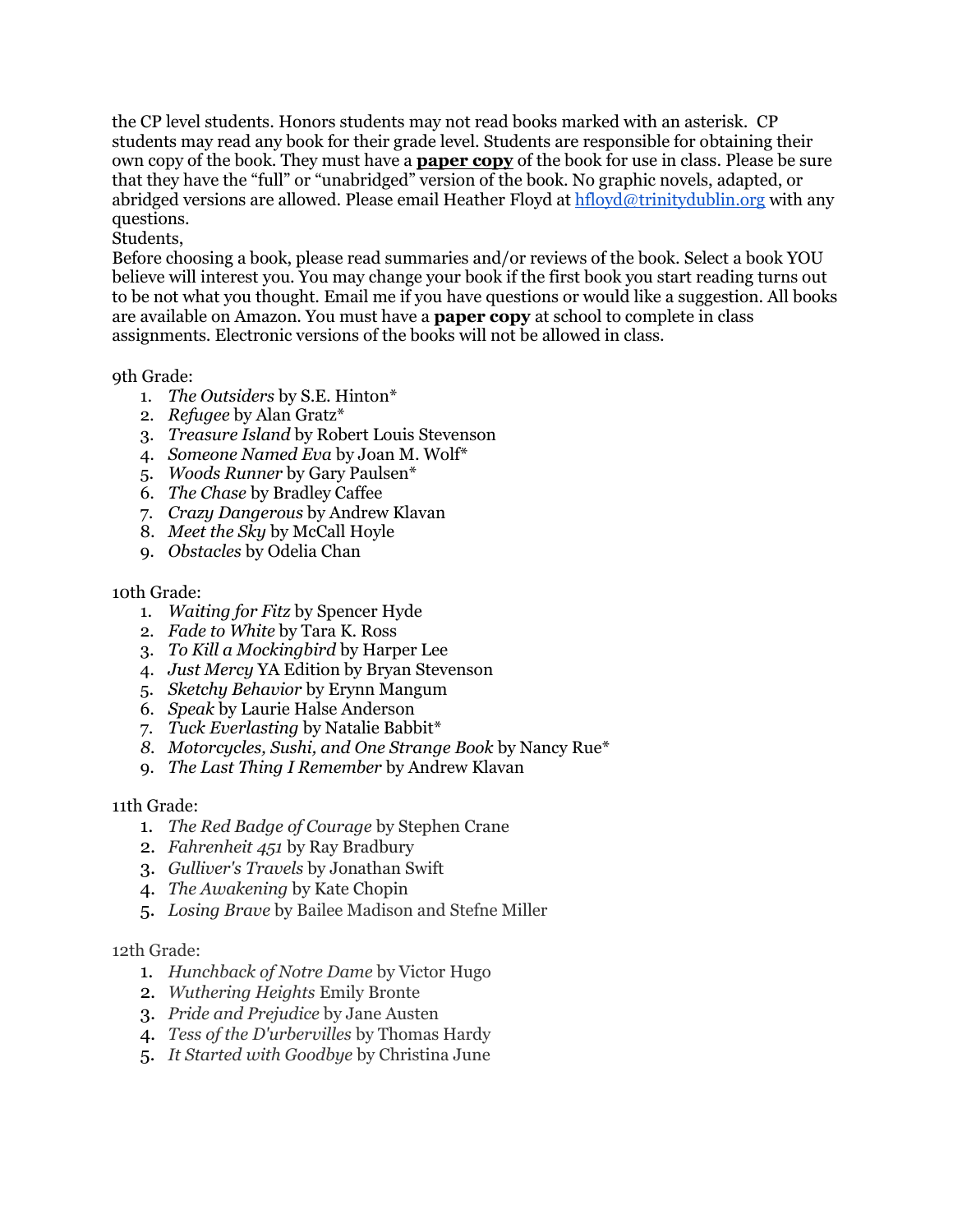the CP level students. Honors students may not read books marked with an asterisk. CP students may read any book for their grade level. Students are responsible for obtaining their own copy of the book. They must have a **paper copy** of the book for use in class. Please be sure that they have the "full" or "unabridged" version of the book. No graphic novels, adapted, or abridged versions are allowed. Please email Heather Floyd at hfloyd@trinitydublin.org with any questions.

Students,

Before choosing a book, please read summaries and/or reviews of the book. Select a book YOU believe will interest you. You may change your book if the first book you start reading turns out to be not what you thought. Email me if you have questions or would like a suggestion. All books are available on Amazon. You must have a **paper copy** at school to complete in class assignments. Electronic versions of the books will not be allowed in class.

9th Grade:

1. *The Outsiders* by S.E. Hinton*
2. *Refugee* by Alan Gratz*
3. *Treasure Island* by Robert Louis Stevenson
4. *Someone Named Eva* by Joan M. Wolf*
5. *Woods Runner* by Gary Paulsen*
6. *The Chase* by Bradley Caffee
7. *Crazy Dangerous* by Andrew Klavan
8. *Meet the Sky* by McCall Hoyle
9. *Obstacles* by Odelia Chan

10th Grade:

1. *Waiting for Fitz* by Spencer Hyde
2. *Fade to White* by Tara K. Ross
3. *To Kill a Mockingbird* by Harper Lee
4. *Just Mercy* YA Edition by Bryan Stevenson
5. *Sketchy Behavior* by Erynn Mangum
6. *Speak* by Laurie Halse Anderson
7. *Tuck Everlasting* by Natalie Babbit*
8. *Motorcycles, Sushi, and One Strange Book* by Nancy Rue*
9. *The Last Thing I Remember* by Andrew Klavan

11th Grade:

1. *The Red Badge of Courage* by Stephen Crane
2. *Fahrenheit 451* by Ray Bradbury
3. *Gulliver's Travels* by Jonathan Swift
4. *The Awakening* by Kate Chopin
5. *Losing Brave* by Bailee Madison and Stefne Miller

12th Grade:

1. *Hunchback of Notre Dame* by Victor Hugo
2. *Wuthering Heights* Emily Bronte
3. *Pride and Prejudice* by Jane Austen
4. *Tess of the D'urbervilles* by Thomas Hardy
5. *It Started with Goodbye* by Christina June